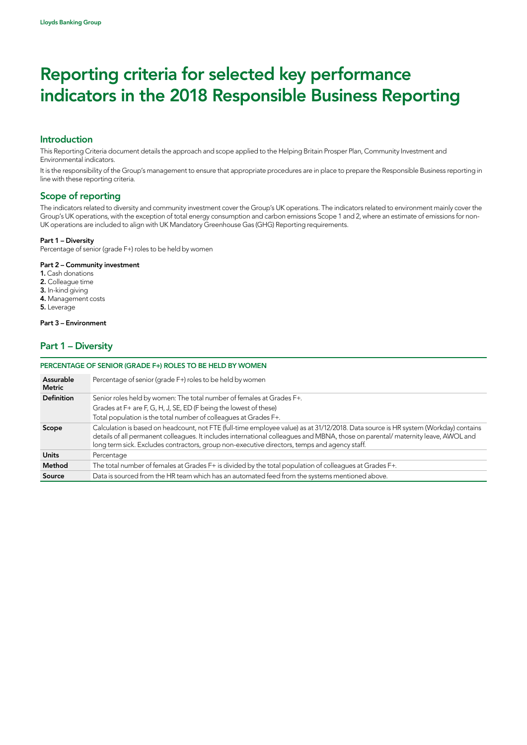Lloyds Banking Group

# Reporting criteria for selected key performance indicators in the 2018 Responsible Business Reporting

## Introduction

This Reporting Criteria document details the approach and scope applied to the Helping Britain Prosper Plan, Community Investment and Environmental indicators.

It is the responsibility of the Group's management to ensure that appropriate procedures are in place to prepare the Responsible Business reporting in line with these reporting criteria.

## Scope of reporting

The indicators related to diversity and community investment cover the Group's UK operations. The indicators related to environment mainly cover the Group's UK operations, with the exception of total energy consumption and carbon emissions Scope 1 and 2, where an estimate of emissions for non-UK operations are included to align with UK Mandatory Greenhouse Gas (GHG) Reporting requirements.

**Part 1 – Diversity**
Percentage of senior (grade F+) roles to be held by women

**Part 2 – Community investment**

1. Cash donations
2. Colleague time
3. In-kind giving
4. Management costs
5. Leverage

**Part 3 – Environment**

## Part 1 – Diversity

### PERCENTAGE OF SENIOR (GRADE F+) ROLES TO BE HELD BY WOMEN

| | |
|---|---|
| **Assurable Metric** | Percentage of senior (grade F+) roles to be held by women |
| **Definition** | Senior roles held by women: The total number of females at Grades F+.<br>Grades at F+ are F, G, H, J, SE, ED (F being the lowest of these)<br>Total population is the total number of colleagues at Grades F+. |
| **Scope** | Calculation is based on headcount, not FTE (full-time employee value) as at 31/12/2018. Data source is HR system (Workday) contains details of all permanent colleagues. It includes international colleagues and MBNA, those on parental/ maternity leave, AWOL and long term sick. Excludes contractors, group non-executive directors, temps and agency staff. |
| **Units** | Percentage |
| **Method** | The total number of females at Grades F+ is divided by the total population of colleagues at Grades F+. |
| **Source** | Data is sourced from the HR team which has an automated feed from the systems mentioned above. |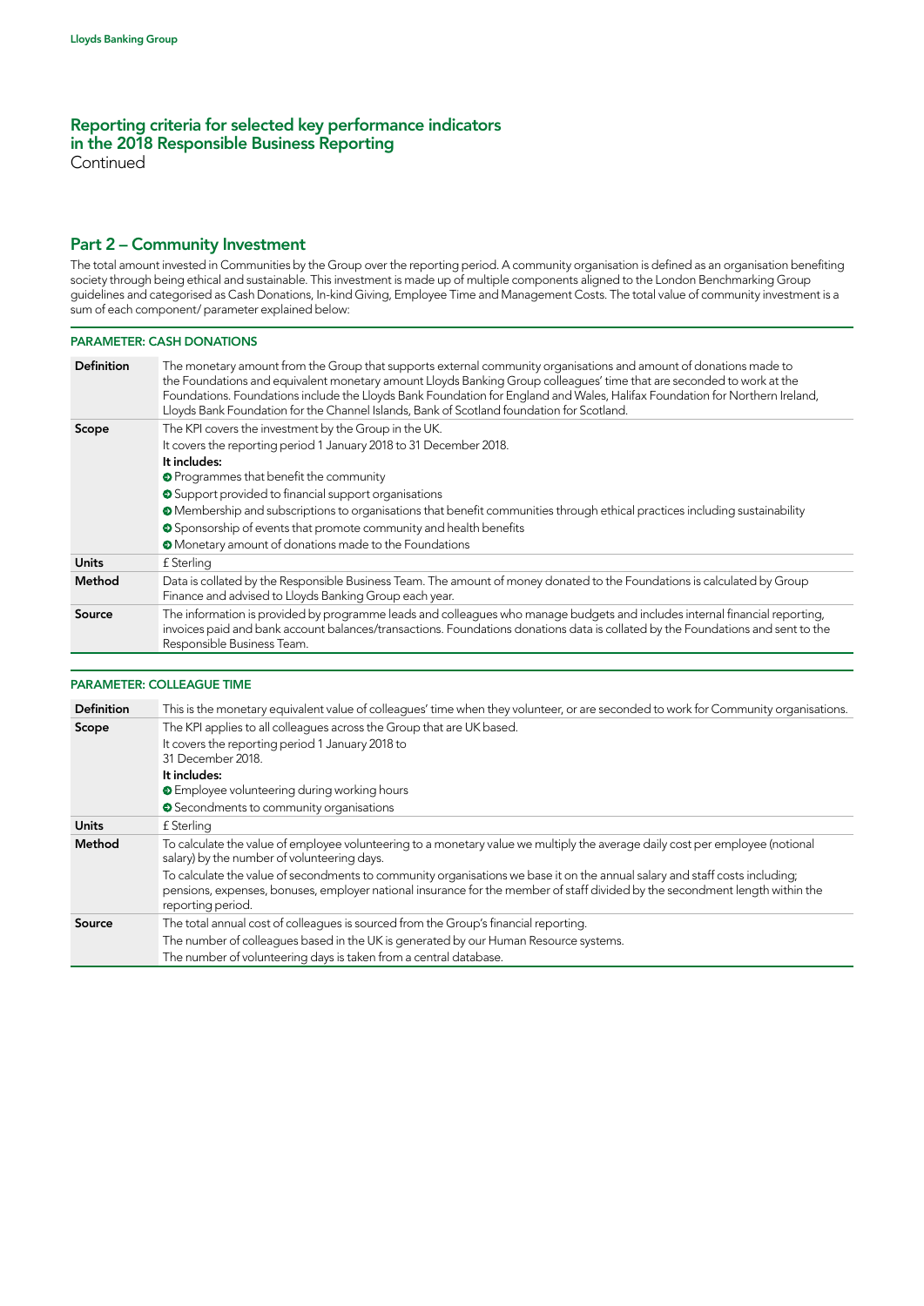# Reporting criteria for selected key performance indicators in the 2018 Responsible Business Reporting

Continued

## Part 2 – Community Investment

The total amount invested in Communities by the Group over the reporting period. A community organisation is defined as an organisation benefiting society through being ethical and sustainable. This investment is made up of multiple components aligned to the London Benchmarking Group guidelines and categorised as Cash Donations, In-kind Giving, Employee Time and Management Costs. The total value of community investment is a sum of each component/ parameter explained below:

### PARAMETER: CASH DONATIONS

| | |
|---|---|
| **Definition** | The monetary amount from the Group that supports external community organisations and amount of donations made to the Foundations and equivalent monetary amount Lloyds Banking Group colleagues' time that are seconded to work at the Foundations. Foundations include the Lloyds Bank Foundation for England and Wales, Halifax Foundation for Northern Ireland, Lloyds Bank Foundation for the Channel Islands, Bank of Scotland foundation for Scotland. |
| **Scope** | The KPI covers the investment by the Group in the UK.<br>It covers the reporting period 1 January 2018 to 31 December 2018.<br>**It includes:**<br>• Programmes that benefit the community<br>• Support provided to financial support organisations<br>• Membership and subscriptions to organisations that benefit communities through ethical practices including sustainability<br>• Sponsorship of events that promote community and health benefits<br>• Monetary amount of donations made to the Foundations |
| **Units** | £ Sterling |
| **Method** | Data is collated by the Responsible Business Team. The amount of money donated to the Foundations is calculated by Group Finance and advised to Lloyds Banking Group each year. |
| **Source** | The information is provided by programme leads and colleagues who manage budgets and includes internal financial reporting, invoices paid and bank account balances/transactions. Foundations donations data is collated by the Foundations and sent to the Responsible Business Team. |

### PARAMETER: COLLEAGUE TIME

| | |
|---|---|
| **Definition** | This is the monetary equivalent value of colleagues' time when they volunteer, or are seconded to work for Community organisations. |
| **Scope** | The KPI applies to all colleagues across the Group that are UK based.<br>It covers the reporting period 1 January 2018 to 31 December 2018.<br>**It includes:**<br>• Employee volunteering during working hours<br>• Secondments to community organisations |
| **Units** | £ Sterling |
| **Method** | To calculate the value of employee volunteering to a monetary value we multiply the average daily cost per employee (notional salary) by the number of volunteering days.<br>To calculate the value of secondments to community organisations we base it on the annual salary and staff costs including; pensions, expenses, bonuses, employer national insurance for the member of staff divided by the secondment length within the reporting period. |
| **Source** | The total annual cost of colleagues is sourced from the Group's financial reporting.<br>The number of colleagues based in the UK is generated by our Human Resource systems.<br>The number of volunteering days is taken from a central database. |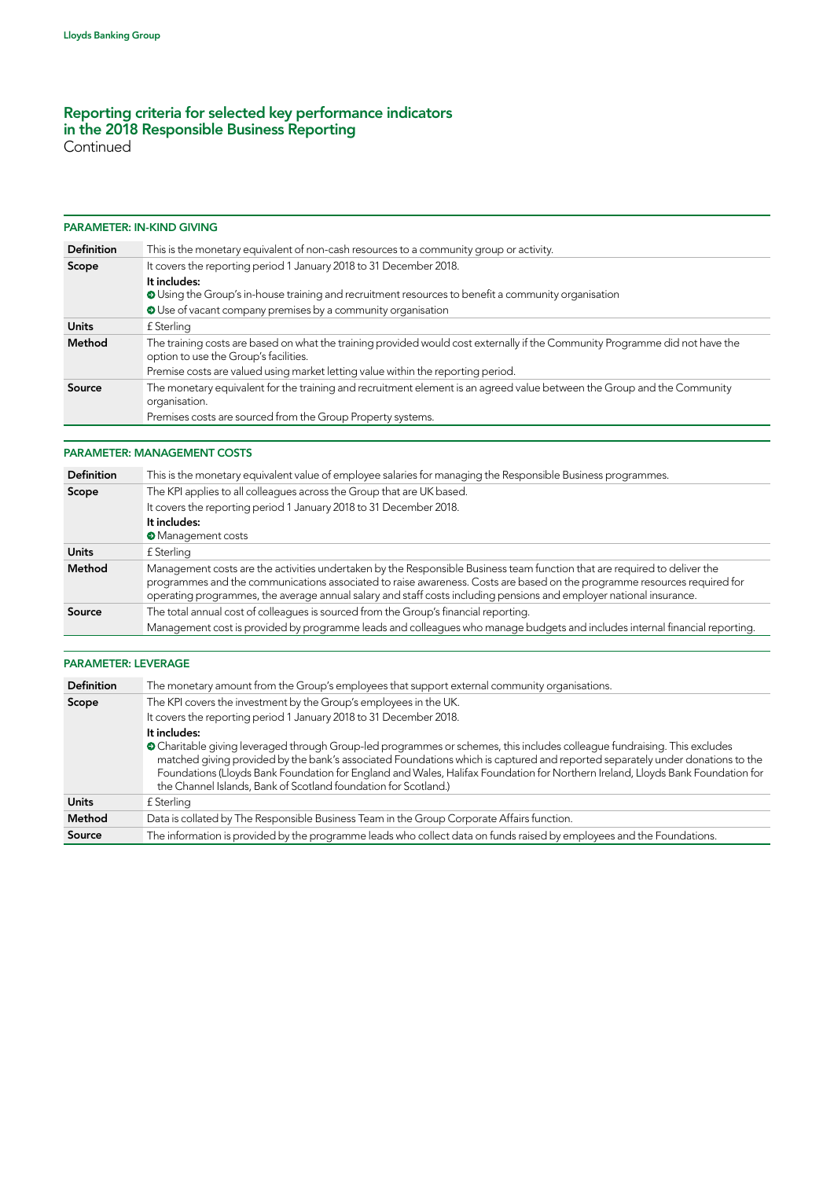# Reporting criteria for selected key performance indicators in the 2018 Responsible Business Reporting
Continued

### PARAMETER: IN-KIND GIVING

| | |
|---|---|
| **Definition** | This is the monetary equivalent of non-cash resources to a community group or activity. |
| **Scope** | It covers the reporting period 1 January 2018 to 31 December 2018.<br>**It includes:**<br>➔ Using the Group's in-house training and recruitment resources to benefit a community organisation<br>➔ Use of vacant company premises by a community organisation |
| **Units** | £ Sterling |
| **Method** | The training costs are based on what the training provided would cost externally if the Community Programme did not have the option to use the Group's facilities.<br>Premise costs are valued using market letting value within the reporting period. |
| **Source** | The monetary equivalent for the training and recruitment element is an agreed value between the Group and the Community organisation.<br>Premises costs are sourced from the Group Property systems. |

### PARAMETER: MANAGEMENT COSTS

| | |
|---|---|
| **Definition** | This is the monetary equivalent value of employee salaries for managing the Responsible Business programmes. |
| **Scope** | The KPI applies to all colleagues across the Group that are UK based.<br>It covers the reporting period 1 January 2018 to 31 December 2018.<br>**It includes:**<br>➔ Management costs |
| **Units** | £ Sterling |
| **Method** | Management costs are the activities undertaken by the Responsible Business team function that are required to deliver the programmes and the communications associated to raise awareness. Costs are based on the programme resources required for operating programmes, the average annual salary and staff costs including pensions and employer national insurance. |
| **Source** | The total annual cost of colleagues is sourced from the Group's financial reporting.<br>Management cost is provided by programme leads and colleagues who manage budgets and includes internal financial reporting. |

### PARAMETER: LEVERAGE

| | |
|---|---|
| **Definition** | The monetary amount from the Group's employees that support external community organisations. |
| **Scope** | The KPI covers the investment by the Group's employees in the UK.<br>It covers the reporting period 1 January 2018 to 31 December 2018.<br>**It includes:**<br>➔ Charitable giving leveraged through Group-led programmes or schemes, this includes colleague fundraising. This excludes matched giving provided by the bank's associated Foundations which is captured and reported separately under donations to the Foundations (Lloyds Bank Foundation for England and Wales, Halifax Foundation for Northern Ireland, Lloyds Bank Foundation for the Channel Islands, Bank of Scotland foundation for Scotland.) |
| **Units** | £ Sterling |
| **Method** | Data is collated by The Responsible Business Team in the Group Corporate Affairs function. |
| **Source** | The information is provided by the programme leads who collect data on funds raised by employees and the Foundations. |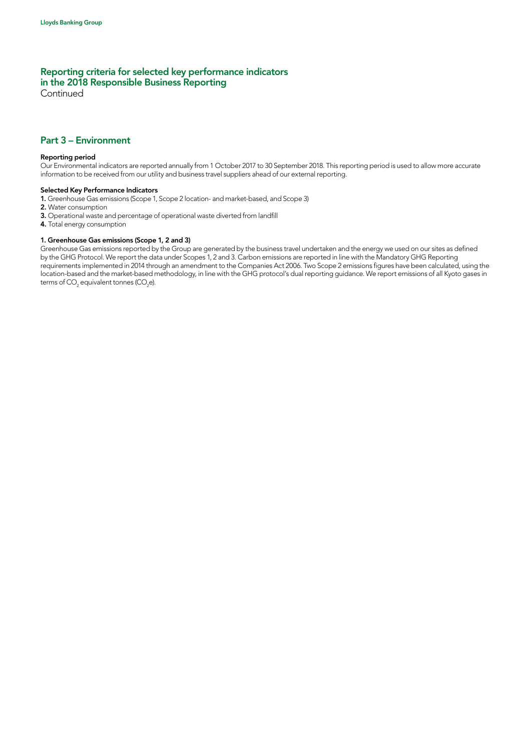## Reporting criteria for selected key performance indicators in the 2018 Responsible Business Reporting

Continued

## Part 3 – Environment

**Reporting period**

Our Environmental indicators are reported annually from 1 October 2017 to 30 September 2018. This reporting period is used to allow more accurate information to be received from our utility and business travel suppliers ahead of our external reporting.

**Selected Key Performance Indicators**

**1.** Greenhouse Gas emissions (Scope 1, Scope 2 location- and market-based, and Scope 3)

**2.** Water consumption

**3.** Operational waste and percentage of operational waste diverted from landfill

**4.** Total energy consumption

**1. Greenhouse Gas emissions (Scope 1, 2 and 3)**

Greenhouse Gas emissions reported by the Group are generated by the business travel undertaken and the energy we used on our sites as defined by the GHG Protocol. We report the data under Scopes 1, 2 and 3. Carbon emissions are reported in line with the Mandatory GHG Reporting requirements implemented in 2014 through an amendment to the Companies Act 2006. Two Scope 2 emissions figures have been calculated, using the location-based and the market-based methodology, in line with the GHG protocol's dual reporting guidance. We report emissions of all Kyoto gases in terms of $CO_2$ equivalent tonnes ($CO_2e$).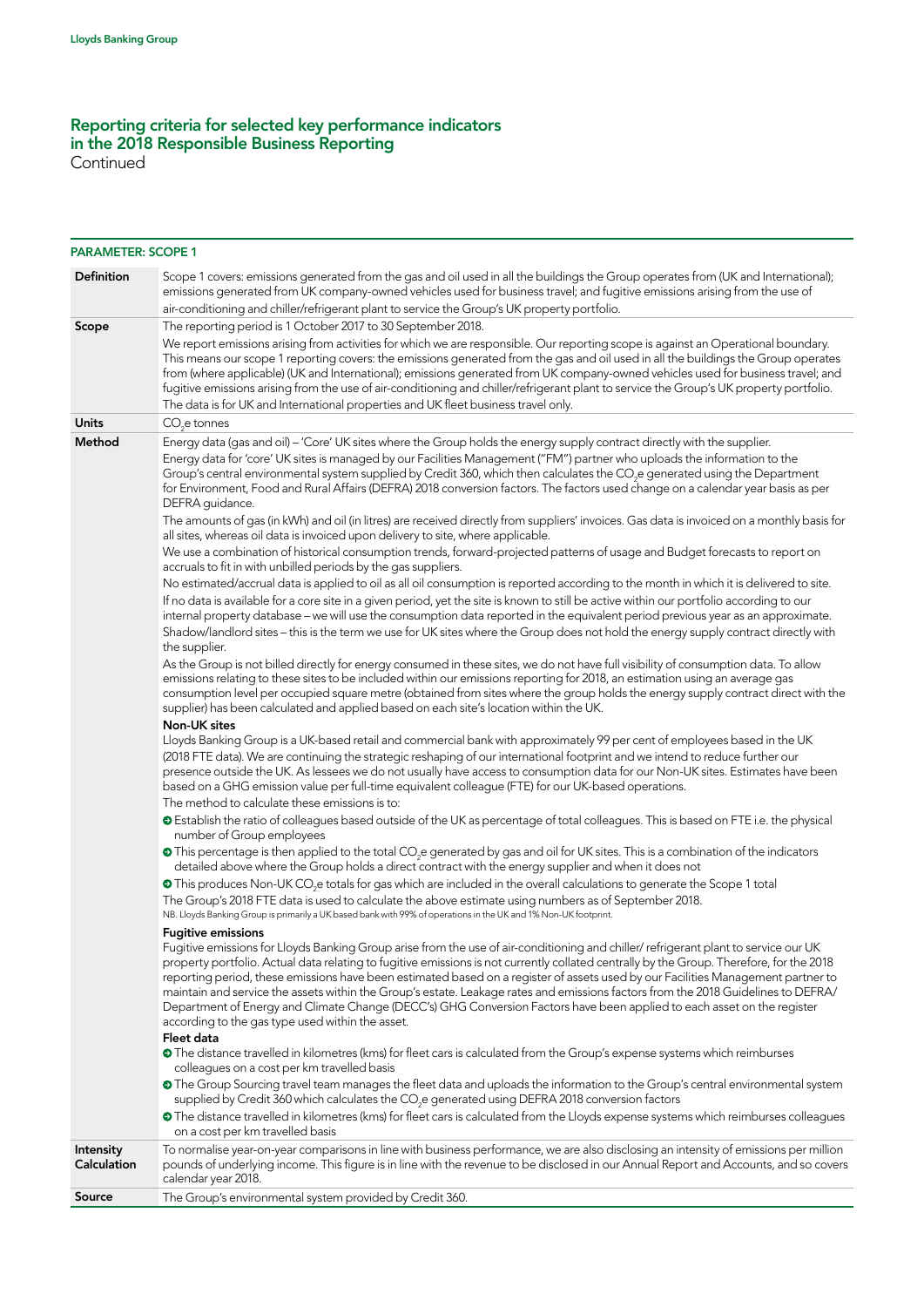# Reporting criteria for selected key performance indicators in the 2018 Responsible Business Reporting

Continued

## PARAMETER: SCOPE 1

| | |
|---|---|
| **Definition** | Scope 1 covers: emissions generated from the gas and oil used in all the buildings the Group operates from (UK and International); emissions generated from UK company-owned vehicles used for business travel; and fugitive emissions arising from the use of air-conditioning and chiller/refrigerant plant to service the Group's UK property portfolio. |
| **Scope** | The reporting period is 1 October 2017 to 30 September 2018.<br>We report emissions arising from activities for which we are responsible. Our reporting scope is against an Operational boundary. This means our scope 1 reporting covers: the emissions generated from the gas and oil used in all the buildings the Group operates from (where applicable) (UK and International); emissions generated from UK company-owned vehicles used for business travel; and fugitive emissions arising from the use of air-conditioning and chiller/refrigerant plant to service the Group's UK property portfolio.<br>The data is for UK and International properties and UK fleet business travel only. |
| **Units** | $CO_2$e tonnes |
| **Method** | Energy data (gas and oil) – 'Core' UK sites where the Group holds the energy supply contract directly with the supplier.<br>Energy data for 'core' UK sites is managed by our Facilities Management ("FM") partner who uploads the information to the Group's central environmental system supplied by Credit 360, which then calculates the $CO_2$e generated using the Department for Environment, Food and Rural Affairs (DEFRA) 2018 conversion factors. The factors used change on a calendar year basis as per DEFRA guidance.<br>The amounts of gas (in kWh) and oil (in litres) are received directly from suppliers' invoices. Gas data is invoiced on a monthly basis for all sites, whereas oil data is invoiced upon delivery to site, where applicable.<br>We use a combination of historical consumption trends, forward-projected patterns of usage and Budget forecasts to report on accruals to fit in with unbilled periods by the gas suppliers.<br>No estimated/accrual data is applied to oil as all oil consumption is reported according to the month in which it is delivered to site.<br>If no data is available for a core site in a given period, yet the site is known to still be active within our portfolio according to our internal property database – we will use the consumption data reported in the equivalent period previous year as an approximate.<br>Shadow/landlord sites – this is the term we use for UK sites where the Group does not hold the energy supply contract directly with the supplier.<br>As the Group is not billed directly for energy consumed in these sites, we do not have full visibility of consumption data. To allow emissions relating to these sites to be included within our emissions reporting for 2018, an estimation using an average gas consumption level per occupied square metre (obtained from sites where the group holds the energy supply contract direct with the supplier) has been calculated and applied based on each site's location within the UK.<br>**Non-UK sites**<br>Lloyds Banking Group is a UK-based retail and commercial bank with approximately 99 per cent of employees based in the UK (2018 FTE data). We are continuing the strategic reshaping of our international footprint and we intend to reduce further our presence outside the UK. As lessees we do not usually have access to consumption data for our Non-UK sites. Estimates have been based on a GHG emission value per full-time equivalent colleague (FTE) for our UK-based operations.<br>The method to calculate these emissions is to:<br>• Establish the ratio of colleagues based outside of the UK as percentage of total colleagues. This is based on FTE i.e. the physical number of Group employees<br>• This percentage is then applied to the total $CO_2$e generated by gas and oil for UK sites. This is a combination of the indicators detailed above where the Group holds a direct contract with the energy supplier and when it does not<br>• This produces Non-UK $CO_2$e totals for gas which are included in the overall calculations to generate the Scope 1 total<br>The Group's 2018 FTE data is used to calculate the above estimate using numbers as of September 2018.<br>NB. Lloyds Banking Group is primarily a UK based bank with 99% of operations in the UK and 1% Non-UK footprint.<br>**Fugitive emissions**<br>Fugitive emissions for Lloyds Banking Group arise from the use of air-conditioning and chiller/ refrigerant plant to service our UK property portfolio. Actual data relating to fugitive emissions is not currently collated centrally by the Group. Therefore, for the 2018 reporting period, these emissions have been estimated based on a register of assets used by our Facilities Management partner to maintain and service the assets within the Group's estate. Leakage rates and emissions factors from the 2018 Guidelines to DEFRA/ Department of Energy and Climate Change (DECC's) GHG Conversion Factors have been applied to each asset on the register according to the gas type used within the asset.<br>**Fleet data**<br>• The distance travelled in kilometres (kms) for fleet cars is calculated from the Group's expense systems which reimburses colleagues on a cost per km travelled basis<br>• The Group Sourcing travel team manages the fleet data and uploads the information to the Group's central environmental system supplied by Credit 360 which calculates the $CO_2$e generated using DEFRA 2018 conversion factors<br>• The distance travelled in kilometres (kms) for fleet cars is calculated from the Lloyds expense systems which reimburses colleagues on a cost per km travelled basis |
| **Intensity Calculation** | To normalise year-on-year comparisons in line with business performance, we are also disclosing an intensity of emissions per million pounds of underlying income. This figure is in line with the revenue to be disclosed in our Annual Report and Accounts, and so covers calendar year 2018. |
| **Source** | The Group's environmental system provided by Credit 360. |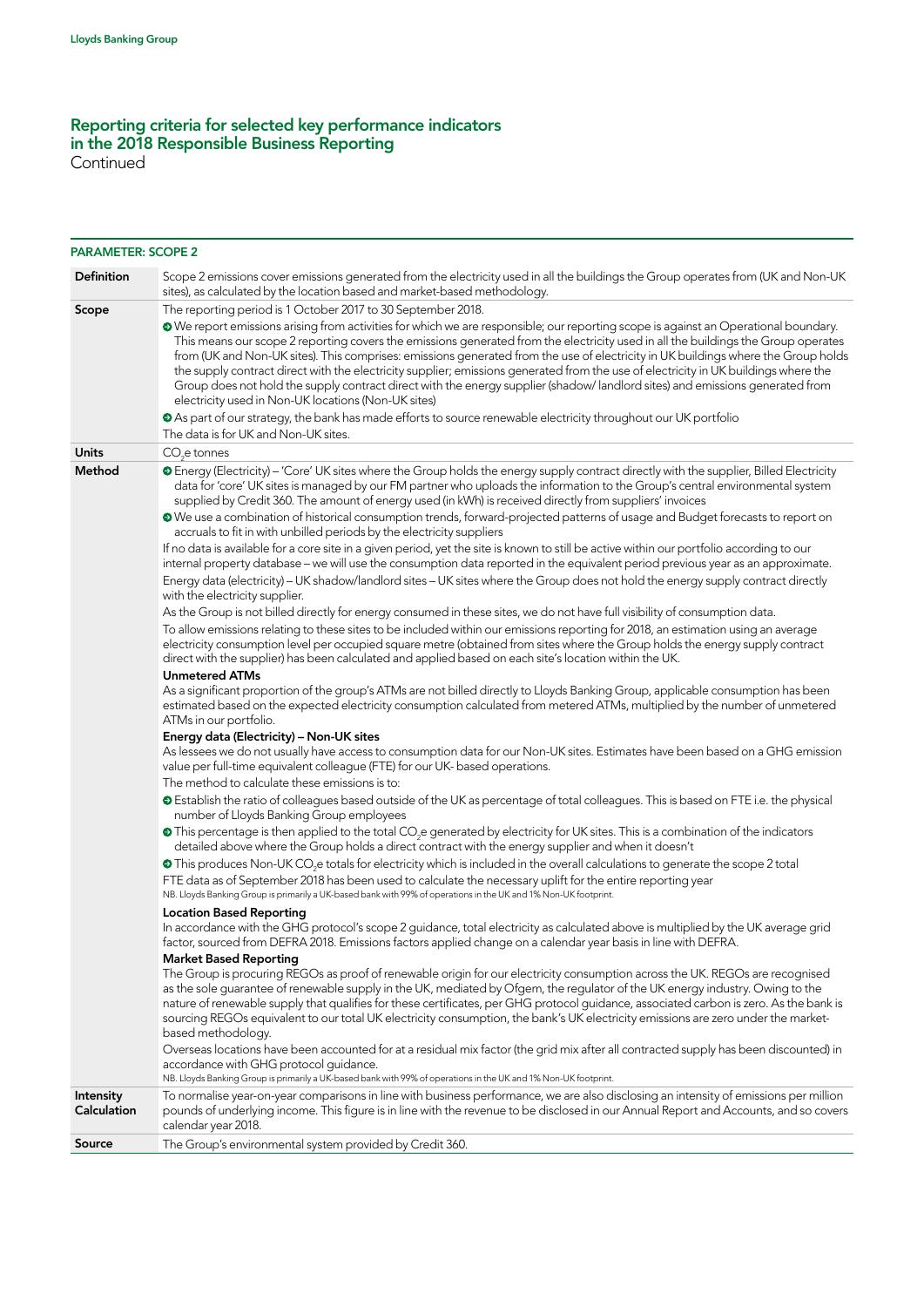## Reporting criteria for selected key performance indicators in the 2018 Responsible Business Reporting
Continued

**PARAMETER: SCOPE 2**

| | |
|---|---|
| **Definition** | Scope 2 emissions cover emissions generated from the electricity used in all the buildings the Group operates from (UK and Non-UK sites), as calculated by the location based and market-based methodology. |
| **Scope** | The reporting period is 1 October 2017 to 30 September 2018.<br>• We report emissions arising from activities for which we are responsible; our reporting scope is against an Operational boundary. This means our scope 2 reporting covers the emissions generated from the electricity used in all the buildings the Group operates from (UK and Non-UK sites). This comprises: emissions generated from the use of electricity in UK buildings where the Group holds the supply contract direct with the electricity supplier; emissions generated from the use of electricity in UK buildings where the Group does not hold the supply contract direct with the energy supplier (shadow/ landlord sites) and emissions generated from electricity used in Non-UK locations (Non-UK sites)<br>• As part of our strategy, the bank has made efforts to source renewable electricity throughout our UK portfolio<br>The data is for UK and Non-UK sites. |
| **Units** | $CO_2e$ tonnes |
| **Method** | • Energy (Electricity) – 'Core' UK sites where the Group holds the energy supply contract directly with the supplier, Billed Electricity data for 'core' UK sites is managed by our FM partner who uploads the information to the Group's central environmental system supplied by Credit 360. The amount of energy used (in kWh) is received directly from suppliers' invoices<br>• We use a combination of historical consumption trends, forward-projected patterns of usage and Budget forecasts to report on accruals to fit in with unbilled periods by the electricity suppliers<br>If no data is available for a core site in a given period, yet the site is known to still be active within our portfolio according to our internal property database – we will use the consumption data reported in the equivalent period previous year as an approximate.<br>Energy data (electricity) – UK shadow/landlord sites – UK sites where the Group does not hold the energy supply contract directly with the electricity supplier.<br>As the Group is not billed directly for energy consumed in these sites, we do not have full visibility of consumption data.<br>To allow emissions relating to these sites to be included within our emissions reporting for 2018, an estimation using an average electricity consumption level per occupied square metre (obtained from sites where the Group holds the energy supply contract direct with the supplier) has been calculated and applied based on each site's location within the UK.<br>**Unmetered ATMs**<br>As a significant proportion of the group's ATMs are not billed directly to Lloyds Banking Group, applicable consumption has been estimated based on the expected electricity consumption calculated from metered ATMs, multiplied by the number of unmetered ATMs in our portfolio.<br>**Energy data (Electricity) – Non-UK sites**<br>As lessees we do not usually have access to consumption data for our Non-UK sites. Estimates have been based on a GHG emission value per full-time equivalent colleague (FTE) for our UK- based operations.<br>The method to calculate these emissions is to:<br>• Establish the ratio of colleagues based outside of the UK as percentage of total colleagues. This is based on FTE i.e. the physical number of Lloyds Banking Group employees<br>• This percentage is then applied to the total $CO_2e$ generated by electricity for UK sites. This is a combination of the indicators detailed above where the Group holds a direct contract with the energy supplier and when it doesn't<br>• This produces Non-UK $CO_2e$ totals for electricity which is included in the overall calculations to generate the scope 2 total<br>FTE data as of September 2018 has been used to calculate the necessary uplift for the entire reporting year<br>NB. Lloyds Banking Group is primarily a UK-based bank with 99% of operations in the UK and 1% Non-UK footprint.<br>**Location Based Reporting**<br>In accordance with the GHG protocol's scope 2 guidance, total electricity as calculated above is multiplied by the UK average grid factor, sourced from DEFRA 2018. Emissions factors applied change on a calendar year basis in line with DEFRA.<br>**Market Based Reporting**<br>The Group is procuring REGOs as proof of renewable origin for our electricity consumption across the UK. REGOs are recognised as the sole guarantee of renewable supply in the UK, mediated by Ofgem, the regulator of the UK energy industry. Owing to the nature of renewable supply that qualifies for these certificates, per GHG protocol guidance, associated carbon is zero. As the bank is sourcing REGOs equivalent to our total UK electricity consumption, the bank's UK electricity emissions are zero under the market-based methodology.<br>Overseas locations have been accounted for at a residual mix factor (the grid mix after all contracted supply has been discounted) in accordance with GHG protocol guidance.<br>NB. Lloyds Banking Group is primarily a UK-based bank with 99% of operations in the UK and 1% Non-UK footprint. |
| **Intensity Calculation** | To normalise year-on-year comparisons in line with business performance, we are also disclosing an intensity of emissions per million pounds of underlying income. This figure is in line with the revenue to be disclosed in our Annual Report and Accounts, and so covers calendar year 2018. |
| **Source** | The Group's environmental system provided by Credit 360. |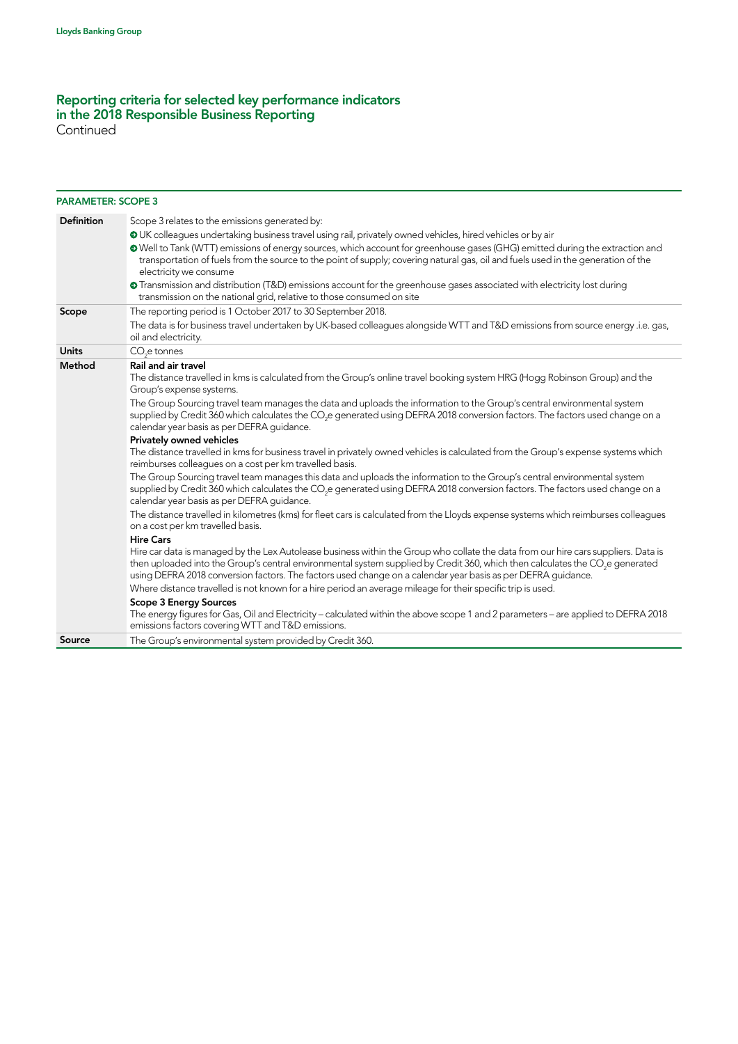## Reporting criteria for selected key performance indicators in the 2018 Responsible Business Reporting

Continued

**PARAMETER: SCOPE 3**

| | |
|---|---|
| **Definition** | Scope 3 relates to the emissions generated by:<br>• UK colleagues undertaking business travel using rail, privately owned vehicles, hired vehicles or by air<br>• Well to Tank (WTT) emissions of energy sources, which account for greenhouse gases (GHG) emitted during the extraction and transportation of fuels from the source to the point of supply; covering natural gas, oil and fuels used in the generation of the electricity we consume<br>• Transmission and distribution (T&D) emissions account for the greenhouse gases associated with electricity lost during transmission on the national grid, relative to those consumed on site |
| **Scope** | The reporting period is 1 October 2017 to 30 September 2018.<br>The data is for business travel undertaken by UK-based colleagues alongside WTT and T&D emissions from source energy .i.e. gas, oil and electricity. |
| **Units** | $CO_2e$ tonnes |
| **Method** | **Rail and air travel**<br>The distance travelled in kms is calculated from the Group's online travel booking system HRG (Hogg Robinson Group) and the Group's expense systems.<br>The Group Sourcing travel team manages the data and uploads the information to the Group's central environmental system supplied by Credit 360 which calculates the $CO_2e$ generated using DEFRA 2018 conversion factors. The factors used change on a calendar year basis as per DEFRA guidance.<br>**Privately owned vehicles**<br>The distance travelled in kms for business travel in privately owned vehicles is calculated from the Group's expense systems which reimburses colleagues on a cost per km travelled basis.<br>The Group Sourcing travel team manages this data and uploads the information to the Group's central environmental system supplied by Credit 360 which calculates the $CO_2e$ generated using DEFRA 2018 conversion factors. The factors used change on a calendar year basis as per DEFRA guidance.<br>The distance travelled in kilometres (kms) for fleet cars is calculated from the Lloyds expense systems which reimburses colleagues on a cost per km travelled basis.<br>**Hire Cars**<br>Hire car data is managed by the Lex Autolease business within the Group who collate the data from our hire cars suppliers. Data is then uploaded into the Group's central environmental system supplied by Credit 360, which then calculates the $CO_2e$ generated using DEFRA 2018 conversion factors. The factors used change on a calendar year basis as per DEFRA guidance.<br>Where distance travelled is not known for a hire period an average mileage for their specific trip is used.<br>**Scope 3 Energy Sources**<br>The energy figures for Gas, Oil and Electricity – calculated within the above scope 1 and 2 parameters – are applied to DEFRA 2018 emissions factors covering WTT and T&D emissions. |
| **Source** | The Group's environmental system provided by Credit 360. |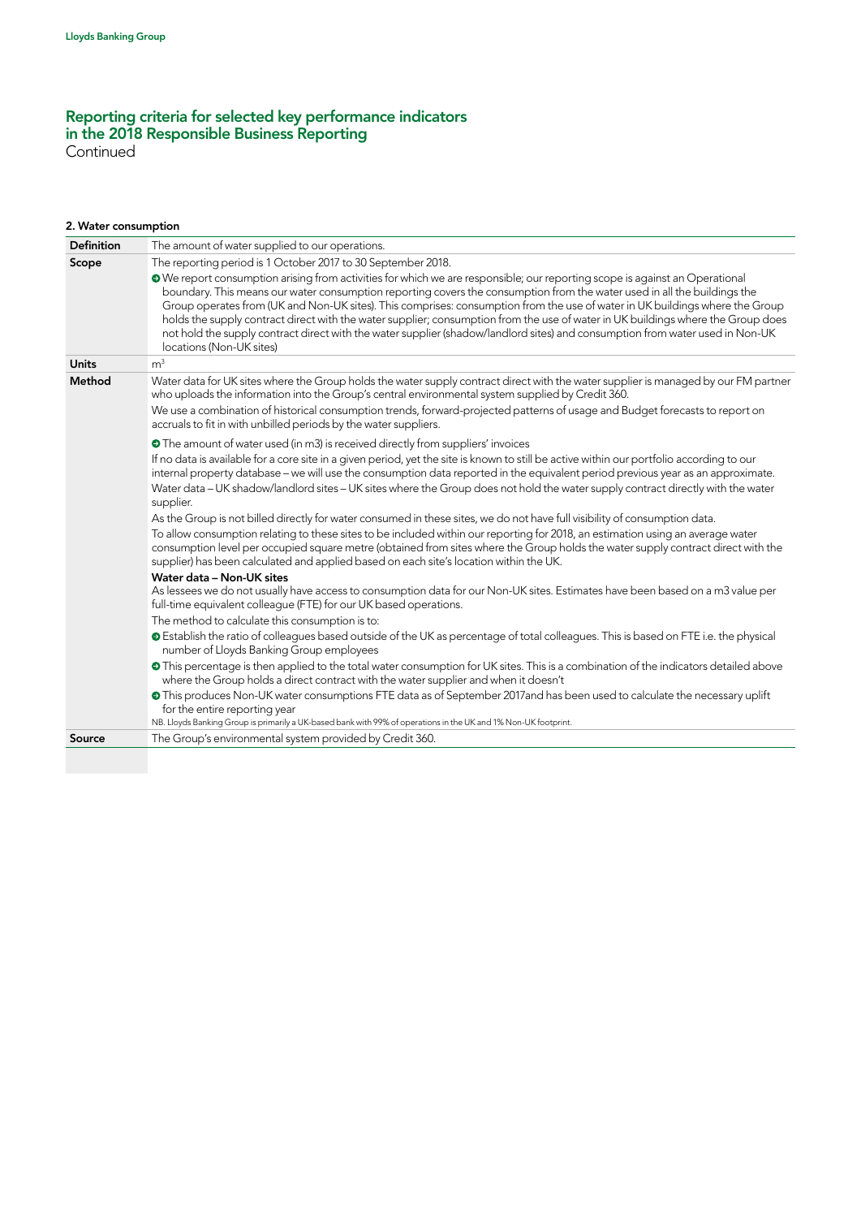# Reporting criteria for selected key performance indicators in the 2018 Responsible Business Reporting

Continued

## 2. Water consumption

| | |
|---|---|
| **Definition** | The amount of water supplied to our operations. |
| **Scope** | The reporting period is 1 October 2017 to 30 September 2018.<br>• We report consumption arising from activities for which we are responsible; our reporting scope is against an Operational boundary. This means our water consumption reporting covers the consumption from the water used in all the buildings the Group operates from (UK and Non-UK sites). This comprises: consumption from the use of water in UK buildings where the Group holds the supply contract direct with the water supplier; consumption from the use of water in UK buildings where the Group does not hold the supply contract direct with the water supplier (shadow/landlord sites) and consumption from water used in Non-UK locations (Non-UK sites) |
| **Units** | $m^3$ |
| **Method** | Water data for UK sites where the Group holds the water supply contract direct with the water supplier is managed by our FM partner who uploads the information into the Group's central environmental system supplied by Credit 360.<br>We use a combination of historical consumption trends, forward-projected patterns of usage and Budget forecasts to report on accruals to fit in with unbilled periods by the water suppliers.<br>• The amount of water used (in m3) is received directly from suppliers' invoices<br>If no data is available for a core site in a given period, yet the site is known to still be active within our portfolio according to our internal property database – we will use the consumption data reported in the equivalent period previous year as an approximate.<br>Water data – UK shadow/landlord sites – UK sites where the Group does not hold the water supply contract directly with the water supplier.<br>As the Group is not billed directly for water consumed in these sites, we do not have full visibility of consumption data.<br>To allow consumption relating to these sites to be included within our reporting for 2018, an estimation using an average water consumption level per occupied square metre (obtained from sites where the Group holds the water supply contract direct with the supplier) has been calculated and applied based on each site's location within the UK.<br>**Water data – Non-UK sites**<br>As lessees we do not usually have access to consumption data for our Non-UK sites. Estimates have been based on a m3 value per full-time equivalent colleague (FTE) for our UK based operations.<br>The method to calculate this consumption is to:<br>• Establish the ratio of colleagues based outside of the UK as percentage of total colleagues. This is based on FTE i.e. the physical number of Lloyds Banking Group employees<br>• This percentage is then applied to the total water consumption for UK sites. This is a combination of the indicators detailed above where the Group holds a direct contract with the water supplier and when it doesn't<br>• This produces Non-UK water consumptions FTE data as of September 2017and has been used to calculate the necessary uplift for the entire reporting year<br>NB. Lloyds Banking Group is primarily a UK-based bank with 99% of operations in the UK and 1% Non-UK footprint. |
| **Source** | The Group's environmental system provided by Credit 360. |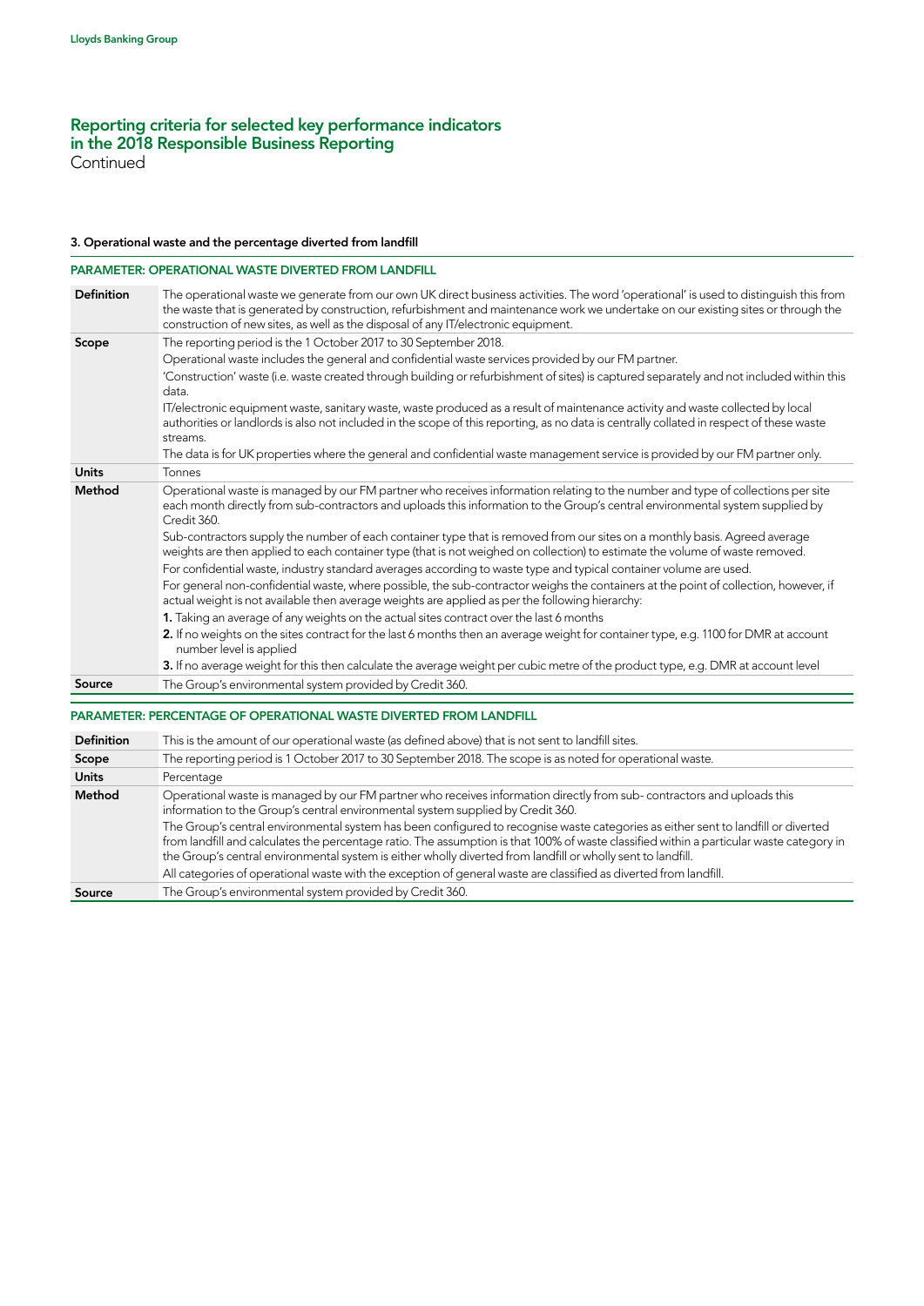# Reporting criteria for selected key performance indicators in the 2018 Responsible Business Reporting
Continued

### 3. Operational waste and the percentage diverted from landfill

#### PARAMETER: OPERATIONAL WASTE DIVERTED FROM LANDFILL

| | |
|---|---|
| **Definition** | The operational waste we generate from our own UK direct business activities. The word 'operational' is used to distinguish this from the waste that is generated by construction, refurbishment and maintenance work we undertake on our existing sites or through the construction of new sites, as well as the disposal of any IT/electronic equipment. |
| **Scope** | The reporting period is the 1 October 2017 to 30 September 2018.<br>Operational waste includes the general and confidential waste services provided by our FM partner.<br>'Construction' waste (i.e. waste created through building or refurbishment of sites) is captured separately and not included within this data.<br>IT/electronic equipment waste, sanitary waste, waste produced as a result of maintenance activity and waste collected by local authorities or landlords is also not included in the scope of this reporting, as no data is centrally collated in respect of these waste streams.<br>The data is for UK properties where the general and confidential waste management service is provided by our FM partner only. |
| **Units** | Tonnes |
| **Method** | Operational waste is managed by our FM partner who receives information relating to the number and type of collections per site each month directly from sub-contractors and uploads this information to the Group's central environmental system supplied by Credit 360.<br>Sub-contractors supply the number of each container type that is removed from our sites on a monthly basis. Agreed average weights are then applied to each container type (that is not weighed on collection) to estimate the volume of waste removed.<br>For confidential waste, industry standard averages according to waste type and typical container volume are used.<br>For general non-confidential waste, where possible, the sub-contractor weighs the containers at the point of collection, however, if actual weight is not available then average weights are applied as per the following hierarchy:<br>**1.** Taking an average of any weights on the actual sites contract over the last 6 months<br>**2.** If no weights on the sites contract for the last 6 months then an average weight for container type, e.g. 1100 for DMR at account number level is applied<br>**3.** If no average weight for this then calculate the average weight per cubic metre of the product type, e.g. DMR at account level |
| **Source** | The Group's environmental system provided by Credit 360. |

#### PARAMETER: PERCENTAGE OF OPERATIONAL WASTE DIVERTED FROM LANDFILL

| | |
|---|---|
| **Definition** | This is the amount of our operational waste (as defined above) that is not sent to landfill sites. |
| **Scope** | The reporting period is 1 October 2017 to 30 September 2018. The scope is as noted for operational waste. |
| **Units** | Percentage |
| **Method** | Operational waste is managed by our FM partner who receives information directly from sub- contractors and uploads this information to the Group's central environmental system supplied by Credit 360.<br>The Group's central environmental system has been configured to recognise waste categories as either sent to landfill or diverted from landfill and calculates the percentage ratio. The assumption is that 100% of waste classified within a particular waste category in the Group's central environmental system is either wholly diverted from landfill or wholly sent to landfill.<br>All categories of operational waste with the exception of general waste are classified as diverted from landfill. |
| **Source** | The Group's environmental system provided by Credit 360. |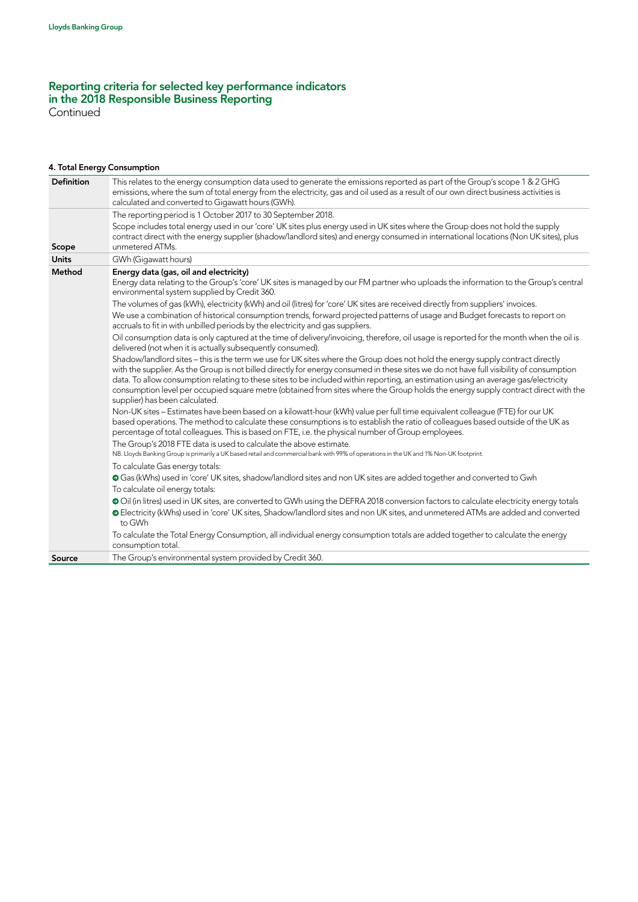# Reporting criteria for selected key performance indicators in the 2018 Responsible Business Reporting
Continued

### 4. Total Energy Consumption

| | |
|---|---|
| **Definition** | This relates to the energy consumption data used to generate the emissions reported as part of the Group's scope 1 & 2 GHG emissions, where the sum of total energy from the electricity, gas and oil used as a result of our own direct business activities is calculated and converted to Gigawatt hours (GWh). |
| **Scope** | The reporting period is 1 October 2017 to 30 September 2018.<br>Scope includes total energy used in our 'core' UK sites plus energy used in UK sites where the Group does not hold the supply contract direct with the energy supplier (shadow/landlord sites) and energy consumed in international locations (Non UK sites), plus unmetered ATMs. |
| **Units** | GWh (Gigawatt hours) |
| **Method** | **Energy data (gas, oil and electricity)**<br>Energy data relating to the Group's 'core' UK sites is managed by our FM partner who uploads the information to the Group's central environmental system supplied by Credit 360.<br>The volumes of gas (kWh), electricity (kWh) and oil (litres) for 'core' UK sites are received directly from suppliers' invoices.<br>We use a combination of historical consumption trends, forward projected patterns of usage and Budget forecasts to report on accruals to fit in with unbilled periods by the electricity and gas suppliers.<br>Oil consumption data is only captured at the time of delivery/invoicing, therefore, oil usage is reported for the month when the oil is delivered (not when it is actually subsequently consumed).<br>Shadow/landlord sites – this is the term we use for UK sites where the Group does not hold the energy supply contract directly with the supplier. As the Group is not billed directly for energy consumed in these sites we do not have full visibility of consumption data. To allow consumption relating to these sites to be included within reporting, an estimation using an average gas/electricity consumption level per occupied square metre (obtained from sites where the Group holds the energy supply contract direct with the supplier) has been calculated.<br>Non-UK sites – Estimates have been based on a kilowatt-hour (kWh) value per full time equivalent colleague (FTE) for our UK based operations. The method to calculate these consumptions is to establish the ratio of colleagues based outside of the UK as percentage of total colleagues. This is based on FTE, i.e. the physical number of Group employees.<br>The Group's 2018 FTE data is used to calculate the above estimate.<br>NB. Lloyds Banking Group is primarily a UK based retail and commercial bank with 99% of operations in the UK and 1% Non-UK footprint.<br>To calculate Gas energy totals:<br>• Gas (kWhs) used in 'core' UK sites, shadow/landlord sites and non UK sites are added together and converted to Gwh<br>To calculate oil energy totals:<br>• Oil (in litres) used in UK sites, are converted to GWh using the DEFRA 2018 conversion factors to calculate electricity energy totals<br>• Electricity (kWhs) used in 'core' UK sites, Shadow/landlord sites and non UK sites, and unmetered ATMs are added and converted to GWh<br>To calculate the Total Energy Consumption, all individual energy consumption totals are added together to calculate the energy consumption total. |
| **Source** | The Group's environmental system provided by Credit 360. |